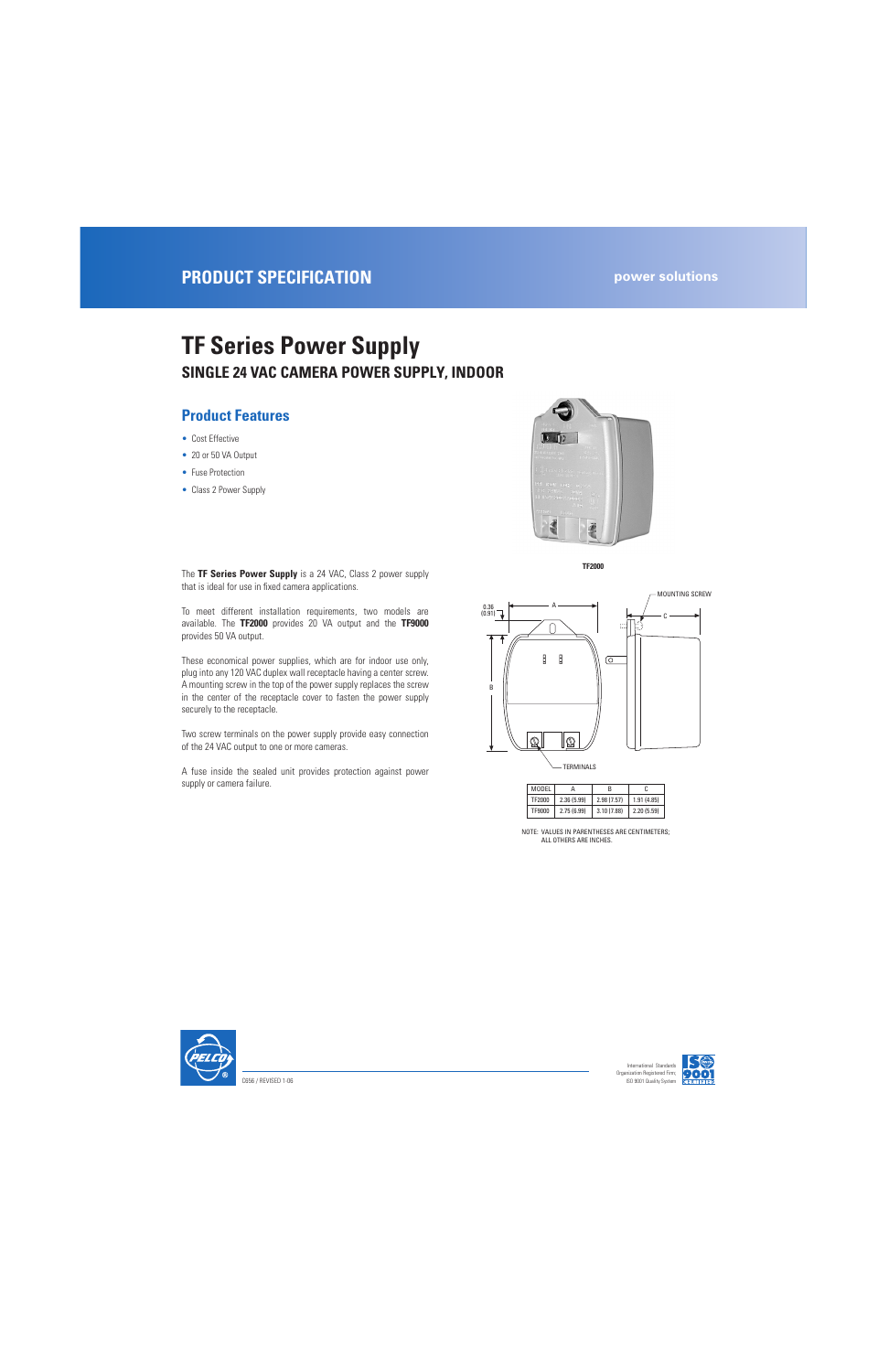PRODUCT SPECIFICATION

power solutions

# TF Series Power Supply

## SINGLE 24 VAC CAMERA POWER SUPPLY, INDOOR

### Product Features

- Cost Effective
- 20 or 50 VA Output
- Fuse Protection
- Class 2 Power Supply

The **TF Series Power Supply** is a 24 VAC, Class 2 power supply that is ideal for use in fixed camera applications.

To meet different installation requirements, two models are available. The **TF2000** provides 20 VA output and the **TF9000** provides 50 VA output.

These economical power supplies, which are for indoor use only, plug into any 120 VAC duplex wall receptacle having a center screw. A mounting screw in the top of the power supply replaces the screw in the center of the receptacle cover to fasten the power supply securely to the receptacle.

Two screw terminals on the power supply provide easy connection of the 24 VAC output to one or more cameras.

A fuse inside the sealed unit provides protection against power supply or camera failure.

**TF2000**

0.36 (0.91)

MOUNTING SCREW

TERMINALS

| MODEL | A | B | C |
|---|---|---|---|
| TF2000 | 2.36 (5.99) | 2.98 (7.57) | 1.91 (4.85) |
| TF9000 | 2.75 (6.99) | 3.10 (7.88) | 2.20 (5.59) |

NOTE: VALUES IN PARENTHESES ARE CENTIMETERS; ALL OTHERS ARE INCHES.

C656 / REVISED 1-06

International Standards Organization Registered Firm; ISO 9001 Quality System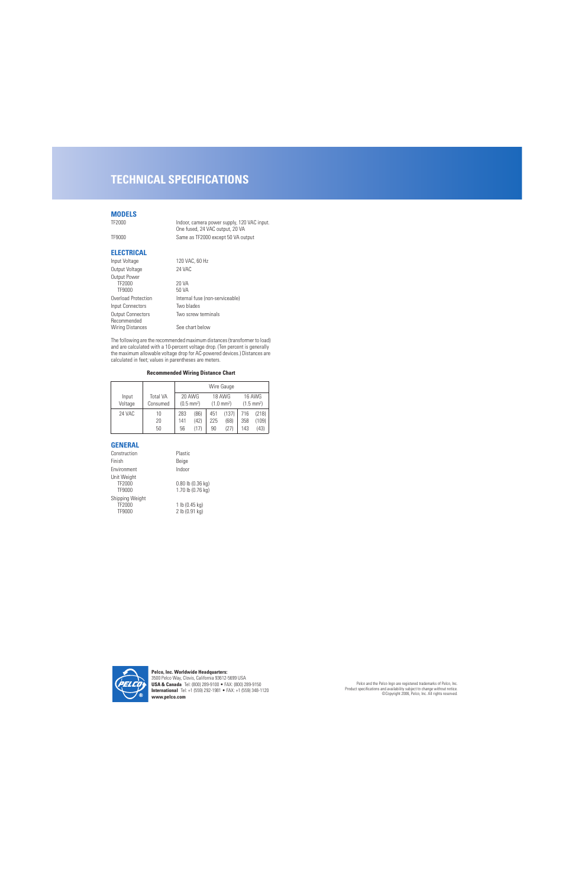# TECHNICAL SPECIFICATIONS

## MODELS

| | |
|---|---|
| TF2000 | Indoor, camera power supply, 120 VAC input. One fused, 24 VAC output, 20 VA |
| TF9000 | Same as TF2000 except 50 VA output |

## ELECTRICAL

| | |
|---|---|
| Input Voltage | 120 VAC, 60 Hz |
| Output Voltage | 24 VAC |
| Output Power | |
| TF2000 | 20 VA |
| TF9000 | 50 VA |
| Overload Protection | Internal fuse (non-serviceable) |
| Input Connectors | Two blades |
| Output Connectors | Two screw terminals |
| Recommended Wiring Distances | See chart below |

The following are the recommended maximum distances (transformer to load) and are calculated with a 10-percent voltage drop. (Ten percent is generally the maximum allowable voltage drop for AC-powered devices.) Distances are calculated in feet; values in parentheses are meters.

**Recommended Wiring Distance Chart**

| | | Wire Gauge | | | | | |
|---|---|---|---|---|---|---|---|
| Input Voltage | Total VA Consumed | 20 AWG ($0.5 mm^2$) | | 18 AWG ($1.0 mm^2$) | | 16 AWG ($1.5 mm^2$) | |
| 24 VAC | 10 | 283 | (86) | 451 | (137) | 716 | (218) |
| | 20 | 141 | (42) | 225 | (68) | 358 | (109) |
| | 50 | 56 | (17) | 90 | (27) | 143 | (43) |

## GENERAL

| | |
|---|---|
| Construction | Plastic |
| Finish | Beige |
| Environment | Indoor |
| Unit Weight | |
| TF2000 | 0.80 lb (0.36 kg) |
| TF9000 | 1.70 lb (0.76 kg) |
| Shipping Weight | |
| TF2000 | 1 lb (0.45 kg) |
| TF9000 | 2 lb (0.91 kg) |

**Pelco, Inc. Worldwide Headquarters:**
3500 Pelco Way, Clovis, California 93612-5699 USA
**USA & Canada** Tel: (800) 289-9100 • FAX: (800) 289-9150
**International** Tel: +1 (559) 292-1981 • FAX: +1 (559) 348-1120
**www.pelco.com**

Pelco and the Pelco logo are registered trademarks of Pelco, Inc.
Product specifications and availability subject to change without notice.
©Copyright 2006, Pelco, Inc. All rights reserved.